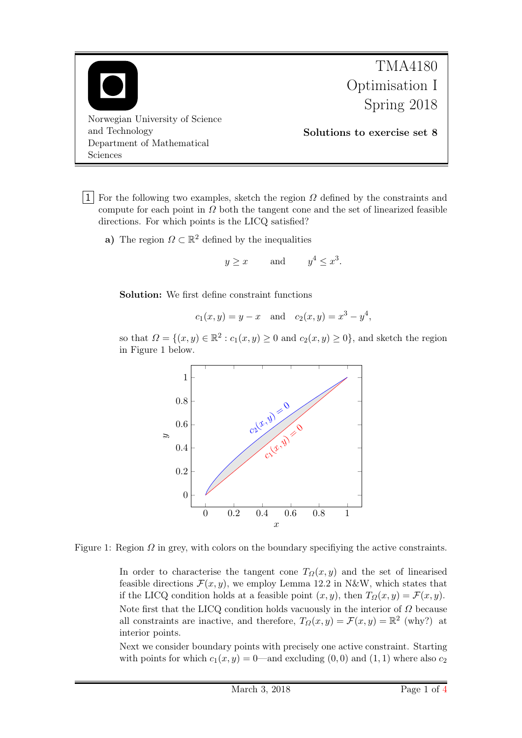TMA4180 Optimisation I Spring 2018

Norwegian University of Science and Technology
Department of Mathematical Sciences

**Solutions to exercise set 8**

**1** For the following two examples, sketch the region $\Omega$ defined by the constraints and compute for each point in $\Omega$ both the tangent cone and the set of linearized feasible directions. For which points is the LICQ satisfied?

**a)** The region $\Omega \subset \mathbb{R}^2$ defined by the inequalities

$$y \geq x \qquad \text{and} \qquad y^4 \leq x^3.$$

**Solution:** We first define constraint functions

$$c_1(x, y) = y - x \quad \text{and} \quad c_2(x, y) = x^3 - y^4,$$

so that $\Omega = \{(x, y) \in \mathbb{R}^2 : c_1(x, y) \geq 0 \text{ and } c_2(x, y) \geq 0\}$, and sketch the region in Figure 1 below.

Figure 1: Region $\Omega$ in grey, with colors on the boundary specifiying the active constraints.

In order to characterise the tangent cone $T_\Omega(x, y)$ and the set of linearised feasible directions $\mathcal{F}(x, y)$, we employ Lemma 12.2 in N&W, which states that if the LICQ condition holds at a feasible point $(x, y)$, then $T_\Omega(x, y) = \mathcal{F}(x, y)$. Note first that the LICQ condition holds vacuously in the interior of $\Omega$ because all constraints are inactive, and therefore, $T_\Omega(x, y) = \mathcal{F}(x, y) = \mathbb{R}^2$ (why?) at interior points.

Next we consider boundary points with precisely one active constraint. Starting with points for which $c_1(x, y) = 0$—and excluding $(0, 0)$ and $(1, 1)$ where also $c_2$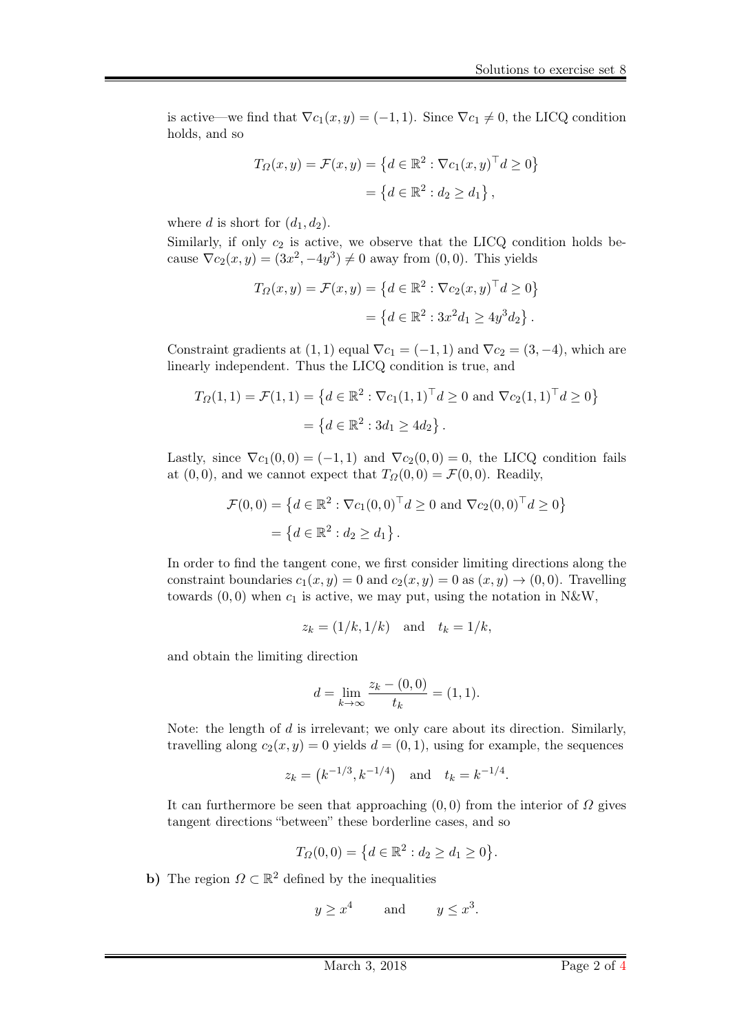is active—we find that $\nabla c_1(x, y) = (-1, 1)$. Since $\nabla c_1 \neq 0$, the LICQ condition holds, and so

$$
\begin{aligned}
T_\Omega(x, y) = \mathcal{F}(x, y) &= \left\{ d \in \mathbb{R}^2 : \nabla c_1(x, y)^\top d \geq 0 \right\} \\
&= \left\{ d \in \mathbb{R}^2 : d_2 \geq d_1 \right\},
\end{aligned}
$$

where $d$ is short for $(d_1, d_2)$.

Similarly, if only $c_2$ is active, we observe that the LICQ condition holds because $\nabla c_2(x, y) = (3x^2, -4y^3) \neq 0$ away from $(0, 0)$. This yields

$$
\begin{aligned}
T_\Omega(x, y) = \mathcal{F}(x, y) &= \left\{ d \in \mathbb{R}^2 : \nabla c_2(x, y)^\top d \geq 0 \right\} \\
&= \left\{ d \in \mathbb{R}^2 : 3x^2 d_1 \geq 4y^3 d_2 \right\}.
\end{aligned}
$$

Constraint gradients at $(1, 1)$ equal $\nabla c_1 = (-1, 1)$ and $\nabla c_2 = (3, -4)$, which are linearly independent. Thus the LICQ condition is true, and

$$
\begin{aligned}
T_\Omega(1, 1) = \mathcal{F}(1, 1) &= \left\{ d \in \mathbb{R}^2 : \nabla c_1(1, 1)^\top d \geq 0 \text{ and } \nabla c_2(1, 1)^\top d \geq 0 \right\} \\
&= \left\{ d \in \mathbb{R}^2 : 3d_1 \geq 4d_2 \right\}.
\end{aligned}
$$

Lastly, since $\nabla c_1(0, 0) = (-1, 1)$ and $\nabla c_2(0, 0) = 0$, the LICQ condition fails at $(0, 0)$, and we cannot expect that $T_\Omega(0, 0) = \mathcal{F}(0, 0)$. Readily,

$$
\begin{aligned}
\mathcal{F}(0, 0) &= \left\{ d \in \mathbb{R}^2 : \nabla c_1(0, 0)^\top d \geq 0 \text{ and } \nabla c_2(0, 0)^\top d \geq 0 \right\} \\
&= \left\{ d \in \mathbb{R}^2 : d_2 \geq d_1 \right\}.
\end{aligned}
$$

In order to find the tangent cone, we first consider limiting directions along the constraint boundaries $c_1(x, y) = 0$ and $c_2(x, y) = 0$ as $(x, y) \to (0, 0)$. Travelling towards $(0, 0)$ when $c_1$ is active, we may put, using the notation in N&W,

$$
z_k = (1/k, 1/k) \quad \text{and} \quad t_k = 1/k,
$$

and obtain the limiting direction

$$
d = \lim_{k \to \infty} \frac{z_k - (0, 0)}{t_k} = (1, 1).
$$

Note: the length of $d$ is irrelevant; we only care about its direction. Similarly, travelling along $c_2(x, y) = 0$ yields $d = (0, 1)$, using for example, the sequences

$$
z_k = \left(k^{-1/3}, k^{-1/4}\right) \quad \text{and} \quad t_k = k^{-1/4}.
$$

It can furthermore be seen that approaching $(0, 0)$ from the interior of $\Omega$ gives tangent directions "between" these borderline cases, and so

$$
T_\Omega(0, 0) = \left\{ d \in \mathbb{R}^2 : d_2 \geq d_1 \geq 0 \right\}.
$$

**b)** The region $\Omega \subset \mathbb{R}^2$ defined by the inequalities

$$
y \geq x^4 \qquad \text{and} \qquad y \leq x^3.
$$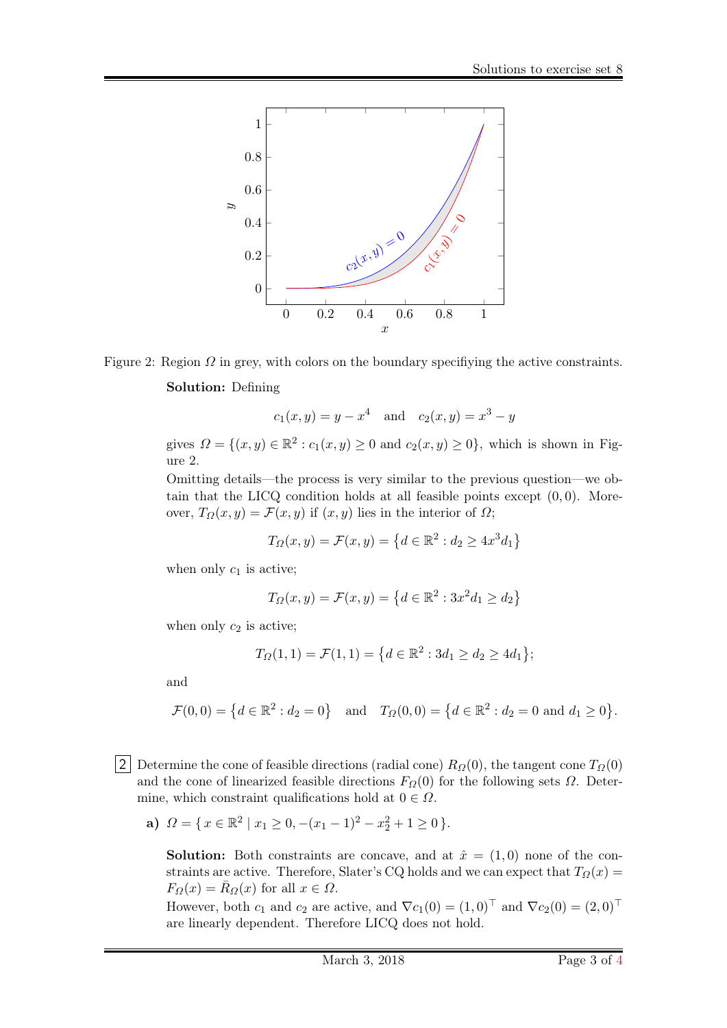Figure 2: Region $\Omega$ in grey, with colors on the boundary specifiying the active constraints.

**Solution:** Defining

$$c_1(x, y) = y - x^4 \quad \text{and} \quad c_2(x, y) = x^3 - y$$

gives $\Omega = \{(x, y) \in \mathbb{R}^2 : c_1(x, y) \geq 0 \text{ and } c_2(x, y) \geq 0\}$, which is shown in Figure 2.

Omitting details—the process is very similar to the previous question—we obtain that the LICQ condition holds at all feasible points except $(0, 0)$. Moreover, $T_\Omega(x, y) = \mathcal{F}(x, y)$ if $(x, y)$ lies in the interior of $\Omega$;

$$T_\Omega(x, y) = \mathcal{F}(x, y) = \left\{d \in \mathbb{R}^2 : d_2 \geq 4x^3 d_1\right\}$$

when only $c_1$ is active;

$$T_\Omega(x, y) = \mathcal{F}(x, y) = \left\{d \in \mathbb{R}^2 : 3x^2 d_1 \geq d_2\right\}$$

when only $c_2$ is active;

$$T_\Omega(1, 1) = \mathcal{F}(1, 1) = \left\{d \in \mathbb{R}^2 : 3d_1 \geq d_2 \geq 4d_1\right\};$$

and

$$\mathcal{F}(0, 0) = \left\{d \in \mathbb{R}^2 : d_2 = 0\right\} \quad \text{and} \quad T_\Omega(0, 0) = \left\{d \in \mathbb{R}^2 : d_2 = 0 \text{ and } d_1 \geq 0\right\}.$$

**2** Determine the cone of feasible directions (radial cone) $R_\Omega(0)$, the tangent cone $T_\Omega(0)$ and the cone of linearized feasible directions $F_\Omega(0)$ for the following sets $\Omega$. Determine, which constraint qualifications hold at $0 \in \Omega$.

**a)** $\Omega = \{\, x \in \mathbb{R}^2 \mid x_1 \geq 0, -(x_1 - 1)^2 - x_2^2 + 1 \geq 0 \,\}$.

**Solution:** Both constraints are concave, and at $\hat{x} = (1, 0)$ none of the constraints are active. Therefore, Slater's CQ holds and we can expect that $T_\Omega(x) = F_\Omega(x) = \bar{R}_\Omega(x)$ for all $x \in \Omega$.

However, both $c_1$ and $c_2$ are active, and $\nabla c_1(0) = (1, 0)^\top$ and $\nabla c_2(0) = (2, 0)^\top$ are linearly dependent. Therefore LICQ does not hold.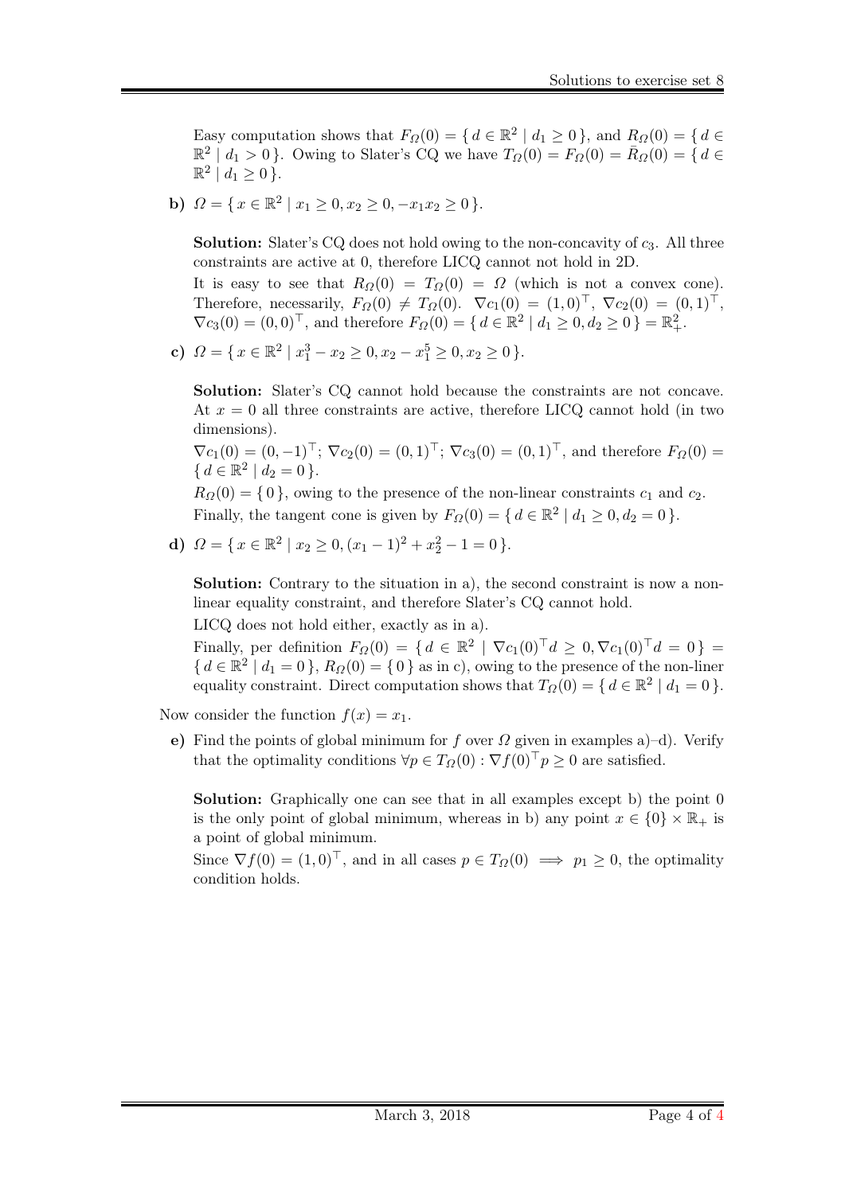Easy computation shows that $F_\Omega(0) = \{ d \in \mathbb{R}^2 \mid d_1 \geq 0 \}$, and $R_\Omega(0) = \{ d \in \mathbb{R}^2 \mid d_1 > 0 \}$. Owing to Slater's CQ we have $T_\Omega(0) = F_\Omega(0) = \bar{R}_\Omega(0) = \{ d \in \mathbb{R}^2 \mid d_1 \geq 0 \}$.

**b)** $\Omega = \{ x \in \mathbb{R}^2 \mid x_1 \geq 0, x_2 \geq 0, -x_1 x_2 \geq 0 \}$.

**Solution:** Slater's CQ does not hold owing to the non-concavity of $c_3$. All three constraints are active at 0, therefore LICQ cannot not hold in 2D.

It is easy to see that $R_\Omega(0) = T_\Omega(0) = \Omega$ (which is not a convex cone). Therefore, necessarily, $F_\Omega(0) \neq T_\Omega(0)$. $\nabla c_1(0) = (1, 0)^\top$, $\nabla c_2(0) = (0, 1)^\top$, $\nabla c_3(0) = (0, 0)^\top$, and therefore $F_\Omega(0) = \{ d \in \mathbb{R}^2 \mid d_1 \geq 0, d_2 \geq 0 \} = \mathbb{R}^2_+$.

**c)** $\Omega = \{ x \in \mathbb{R}^2 \mid x_1^3 - x_2 \geq 0, x_2 - x_1^5 \geq 0, x_2 \geq 0 \}$.

**Solution:** Slater's CQ cannot hold because the constraints are not concave. At $x = 0$ all three constraints are active, therefore LICQ cannot hold (in two dimensions).

$\nabla c_1(0) = (0, -1)^\top$; $\nabla c_2(0) = (0, 1)^\top$; $\nabla c_3(0) = (0, 1)^\top$, and therefore $F_\Omega(0) = \{ d \in \mathbb{R}^2 \mid d_2 = 0 \}$.

$R_\Omega(0) = \{ 0 \}$, owing to the presence of the non-linear constraints $c_1$ and $c_2$.

Finally, the tangent cone is given by $F_\Omega(0) = \{ d \in \mathbb{R}^2 \mid d_1 \geq 0, d_2 = 0 \}$.

**d)** $\Omega = \{ x \in \mathbb{R}^2 \mid x_2 \geq 0, (x_1 - 1)^2 + x_2^2 - 1 = 0 \}$.

**Solution:** Contrary to the situation in a), the second constraint is now a non-linear equality constraint, and therefore Slater's CQ cannot hold.

LICQ does not hold either, exactly as in a).

Finally, per definition $F_\Omega(0) = \{ d \in \mathbb{R}^2 \mid \nabla c_1(0)^\top d \geq 0, \nabla c_1(0)^\top d = 0 \} = \{ d \in \mathbb{R}^2 \mid d_1 = 0 \}$, $R_\Omega(0) = \{ 0 \}$ as in c), owing to the presence of the non-liner equality constraint. Direct computation shows that $T_\Omega(0) = \{ d \in \mathbb{R}^2 \mid d_1 = 0 \}$.

Now consider the function $f(x) = x_1$.

**e)** Find the points of global minimum for $f$ over $\Omega$ given in examples a)–d). Verify that the optimality conditions $\forall p \in T_\Omega(0) : \nabla f(0)^\top p \geq 0$ are satisfied.

**Solution:** Graphically one can see that in all examples except b) the point 0 is the only point of global minimum, whereas in b) any point $x \in \{0\} \times \mathbb{R}_+$ is a point of global minimum.

Since $\nabla f(0) = (1, 0)^\top$, and in all cases $p \in T_\Omega(0) \implies p_1 \geq 0$, the optimality condition holds.